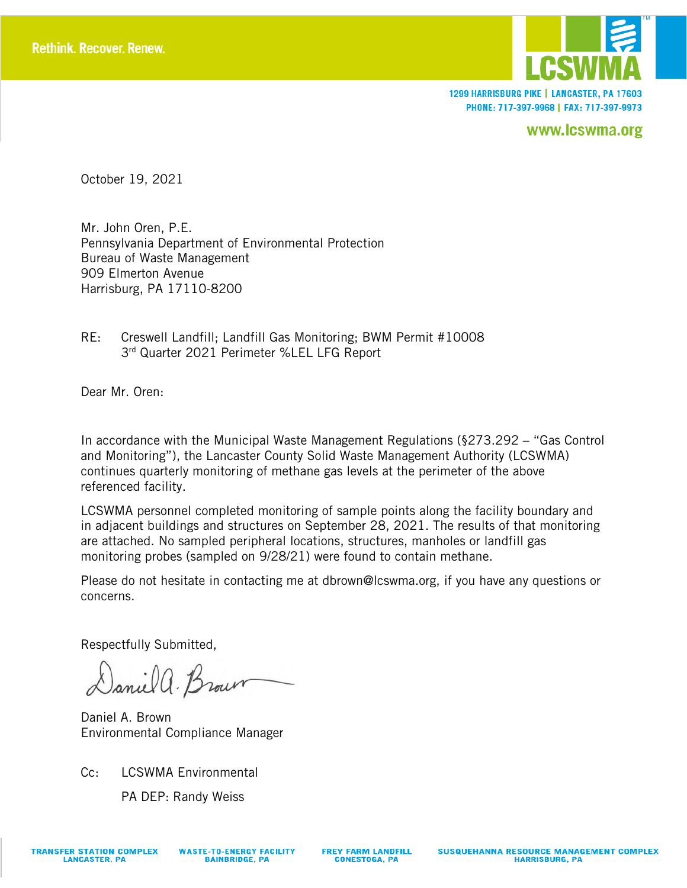Rethink. Recover. Renew.

LCSWMA

1299 HARRISBURG PIKE | LANCASTER, PA 17603
PHONE: 717-397-9968 | FAX: 717-397-9973

www.lcswma.org

October 19, 2021

Mr. John Oren, P.E.
Pennsylvania Department of Environmental Protection
Bureau of Waste Management
909 Elmerton Avenue
Harrisburg, PA 17110-8200

RE: Creswell Landfill; Landfill Gas Monitoring; BWM Permit #10008
3rd Quarter 2021 Perimeter %LEL LFG Report

Dear Mr. Oren:

In accordance with the Municipal Waste Management Regulations (§273.292 – "Gas Control and Monitoring"), the Lancaster County Solid Waste Management Authority (LCSWMA) continues quarterly monitoring of methane gas levels at the perimeter of the above referenced facility.

LCSWMA personnel completed monitoring of sample points along the facility boundary and in adjacent buildings and structures on September 28, 2021. The results of that monitoring are attached. No sampled peripheral locations, structures, manholes or landfill gas monitoring probes (sampled on 9/28/21) were found to contain methane.

Please do not hesitate in contacting me at dbrown@lcswma.org, if you have any questions or concerns.

Respectfully Submitted,

Daniel A. Brown
Environmental Compliance Manager

Cc: LCSWMA Environmental
PA DEP: Randy Weiss

TRANSFER STATION COMPLEX LANCASTER, PA | WASTE-TO-ENERGY FACILITY BAINBRIDGE, PA | FREY FARM LANDFILL CONESTOGA, PA | SUSQUEHANNA RESOURCE MANAGEMENT COMPLEX HARRISBURG, PA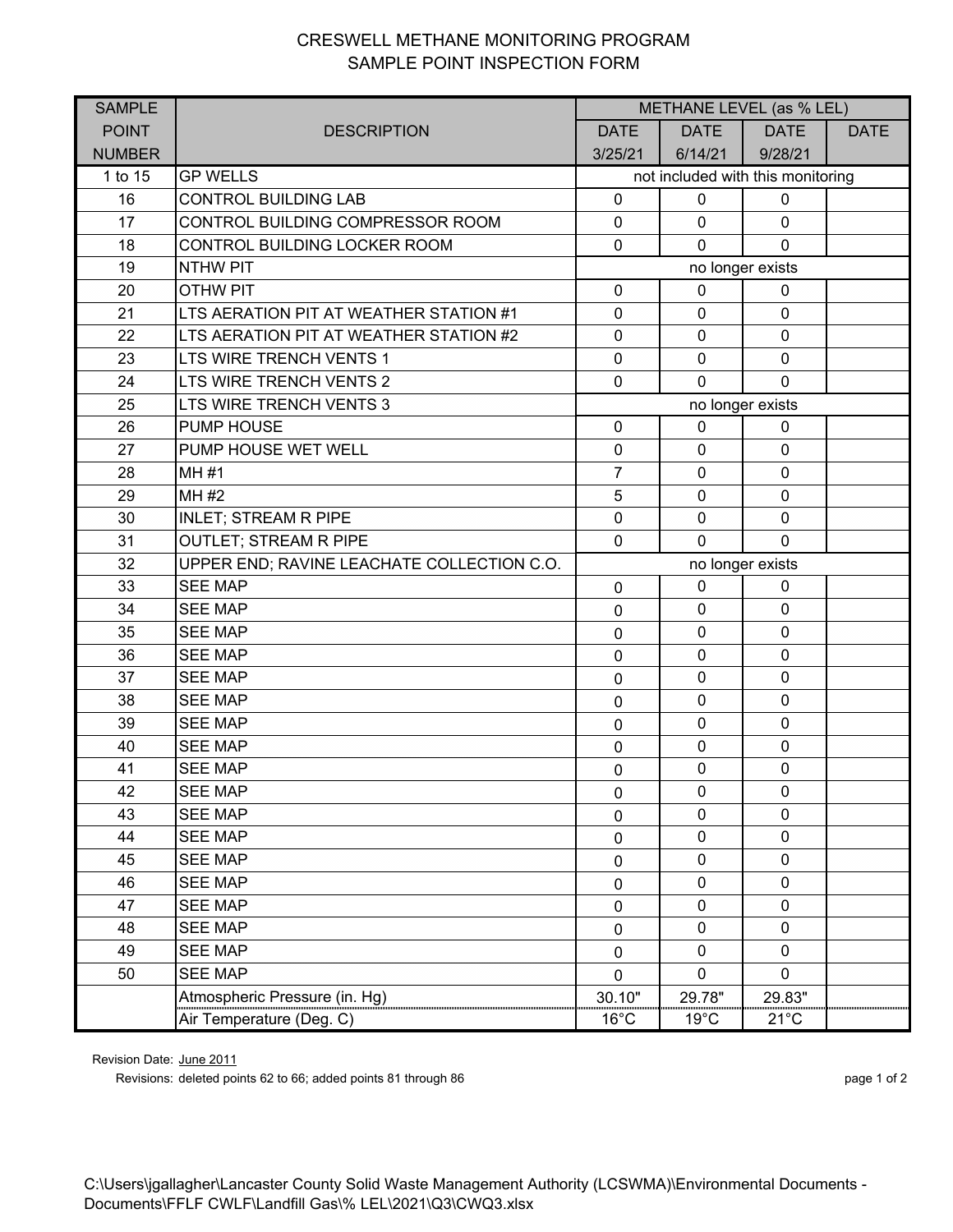# CRESWELL METHANE MONITORING PROGRAM
## SAMPLE POINT INSPECTION FORM

| SAMPLE POINT NUMBER | DESCRIPTION | METHANE LEVEL (as % LEL) | | | |
|---|---|---|---|---|---|
| | | DATE 3/25/21 | DATE 6/14/21 | DATE 9/28/21 | DATE |
| 1 to 15 | GP WELLS | not included with this monitoring | | | |
| 16 | CONTROL BUILDING LAB | 0 | 0 | 0 | |
| 17 | CONTROL BUILDING COMPRESSOR ROOM | 0 | 0 | 0 | |
| 18 | CONTROL BUILDING LOCKER ROOM | 0 | 0 | 0 | |
| 19 | NTHW PIT | no longer exists | | | |
| 20 | OTHW PIT | 0 | 0 | 0 | |
| 21 | LTS AERATION PIT AT WEATHER STATION #1 | 0 | 0 | 0 | |
| 22 | LTS AERATION PIT AT WEATHER STATION #2 | 0 | 0 | 0 | |
| 23 | LTS WIRE TRENCH VENTS 1 | 0 | 0 | 0 | |
| 24 | LTS WIRE TRENCH VENTS 2 | 0 | 0 | 0 | |
| 25 | LTS WIRE TRENCH VENTS 3 | no longer exists | | | |
| 26 | PUMP HOUSE | 0 | 0 | 0 | |
| 27 | PUMP HOUSE WET WELL | 0 | 0 | 0 | |
| 28 | MH #1 | 7 | 0 | 0 | |
| 29 | MH #2 | 5 | 0 | 0 | |
| 30 | INLET; STREAM R PIPE | 0 | 0 | 0 | |
| 31 | OUTLET; STREAM R PIPE | 0 | 0 | 0 | |
| 32 | UPPER END; RAVINE LEACHATE COLLECTION C.O. | no longer exists | | | |
| 33 | SEE MAP | 0 | 0 | 0 | |
| 34 | SEE MAP | 0 | 0 | 0 | |
| 35 | SEE MAP | 0 | 0 | 0 | |
| 36 | SEE MAP | 0 | 0 | 0 | |
| 37 | SEE MAP | 0 | 0 | 0 | |
| 38 | SEE MAP | 0 | 0 | 0 | |
| 39 | SEE MAP | 0 | 0 | 0 | |
| 40 | SEE MAP | 0 | 0 | 0 | |
| 41 | SEE MAP | 0 | 0 | 0 | |
| 42 | SEE MAP | 0 | 0 | 0 | |
| 43 | SEE MAP | 0 | 0 | 0 | |
| 44 | SEE MAP | 0 | 0 | 0 | |
| 45 | SEE MAP | 0 | 0 | 0 | |
| 46 | SEE MAP | 0 | 0 | 0 | |
| 47 | SEE MAP | 0 | 0 | 0 | |
| 48 | SEE MAP | 0 | 0 | 0 | |
| 49 | SEE MAP | 0 | 0 | 0 | |
| 50 | SEE MAP | 0 | 0 | 0 | |
| | Atmospheric Pressure (in. Hg) | 30.10" | 29.78" | 29.83" | |
| | Air Temperature (Deg. C) | 16°C | 19°C | 21°C | |

Revision Date: June 2011

Revisions: deleted points 62 to 66; added points 81 through 86

C:\Users\jgallagher\Lancaster County Solid Waste Management Authority (LCSWMA)\Environmental Documents - Documents\FFLF CWLF\Landfill Gas\% LEL\2021\Q3\CWQ3.xlsx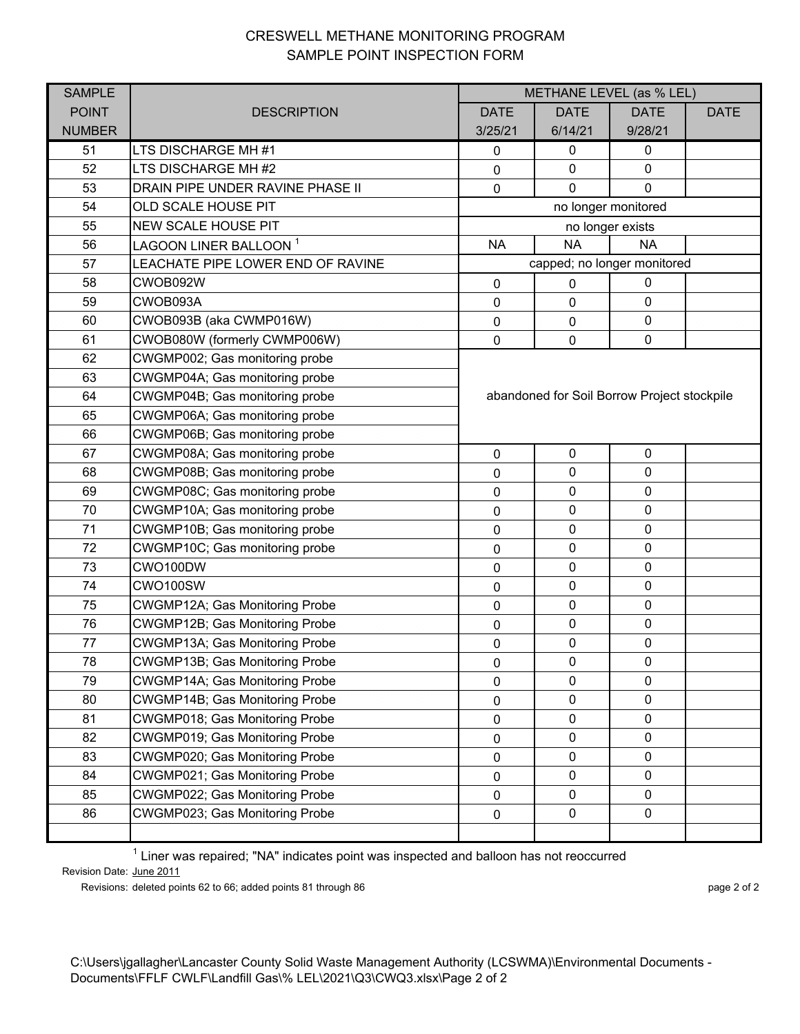# CRESWELL METHANE MONITORING PROGRAM
## SAMPLE POINT INSPECTION FORM

| SAMPLE POINT NUMBER | DESCRIPTION | METHANE LEVEL (as % LEL) | | | |
|---|---|---|---|---|---|
| | | DATE 3/25/21 | DATE 6/14/21 | DATE 9/28/21 | DATE |
| 51 | LTS DISCHARGE MH #1 | 0 | 0 | 0 | |
| 52 | LTS DISCHARGE MH #2 | 0 | 0 | 0 | |
| 53 | DRAIN PIPE UNDER RAVINE PHASE II | 0 | 0 | 0 | |
| 54 | OLD SCALE HOUSE PIT | no longer monitored | | | |
| 55 | NEW SCALE HOUSE PIT | no longer exists | | | |
| 56 | LAGOON LINER BALLOON [1] | NA | NA | NA | |
| 57 | LEACHATE PIPE LOWER END OF RAVINE | capped; no longer monitored | | | |
| 58 | CWOB092W | 0 | 0 | 0 | |
| 59 | CWOB093A | 0 | 0 | 0 | |
| 60 | CWOB093B (aka CWMP016W) | 0 | 0 | 0 | |
| 61 | CWOB080W (formerly CWMP006W) | 0 | 0 | 0 | |
| 62 | CWGMP002; Gas monitoring probe | abandoned for Soil Borrow Project stockpile | | | |
| 63 | CWGMP04A; Gas monitoring probe | abandoned for Soil Borrow Project stockpile | | | |
| 64 | CWGMP04B; Gas monitoring probe | abandoned for Soil Borrow Project stockpile | | | |
| 65 | CWGMP06A; Gas monitoring probe | abandoned for Soil Borrow Project stockpile | | | |
| 66 | CWGMP06B; Gas monitoring probe | abandoned for Soil Borrow Project stockpile | | | |
| 67 | CWGMP08A; Gas monitoring probe | 0 | 0 | 0 | |
| 68 | CWGMP08B; Gas monitoring probe | 0 | 0 | 0 | |
| 69 | CWGMP08C; Gas monitoring probe | 0 | 0 | 0 | |
| 70 | CWGMP10A; Gas monitoring probe | 0 | 0 | 0 | |
| 71 | CWGMP10B; Gas monitoring probe | 0 | 0 | 0 | |
| 72 | CWGMP10C; Gas monitoring probe | 0 | 0 | 0 | |
| 73 | CWO100DW | 0 | 0 | 0 | |
| 74 | CWO100SW | 0 | 0 | 0 | |
| 75 | CWGMP12A; Gas Monitoring Probe | 0 | 0 | 0 | |
| 76 | CWGMP12B; Gas Monitoring Probe | 0 | 0 | 0 | |
| 77 | CWGMP13A; Gas Monitoring Probe | 0 | 0 | 0 | |
| 78 | CWGMP13B; Gas Monitoring Probe | 0 | 0 | 0 | |
| 79 | CWGMP14A; Gas Monitoring Probe | 0 | 0 | 0 | |
| 80 | CWGMP14B; Gas Monitoring Probe | 0 | 0 | 0 | |
| 81 | CWGMP018; Gas Monitoring Probe | 0 | 0 | 0 | |
| 82 | CWGMP019; Gas Monitoring Probe | 0 | 0 | 0 | |
| 83 | CWGMP020; Gas Monitoring Probe | 0 | 0 | 0 | |
| 84 | CWGMP021; Gas Monitoring Probe | 0 | 0 | 0 | |
| 85 | CWGMP022; Gas Monitoring Probe | 0 | 0 | 0 | |
| 86 | CWGMP023; Gas Monitoring Probe | 0 | 0 | 0 | |
| | | | | | |

[1] Liner was repaired; "NA" indicates point was inspected and balloon has not reoccurred

Revision Date: June 2011

Revisions: deleted points 62 to 66; added points 81 through 86

C:\Users\jgallagher\Lancaster County Solid Waste Management Authority (LCSWMA)\Environmental Documents - Documents\FFLF CWLF\Landfill Gas\% LEL\2021\Q3\CWQ3.xlsx\Page 2 of 2